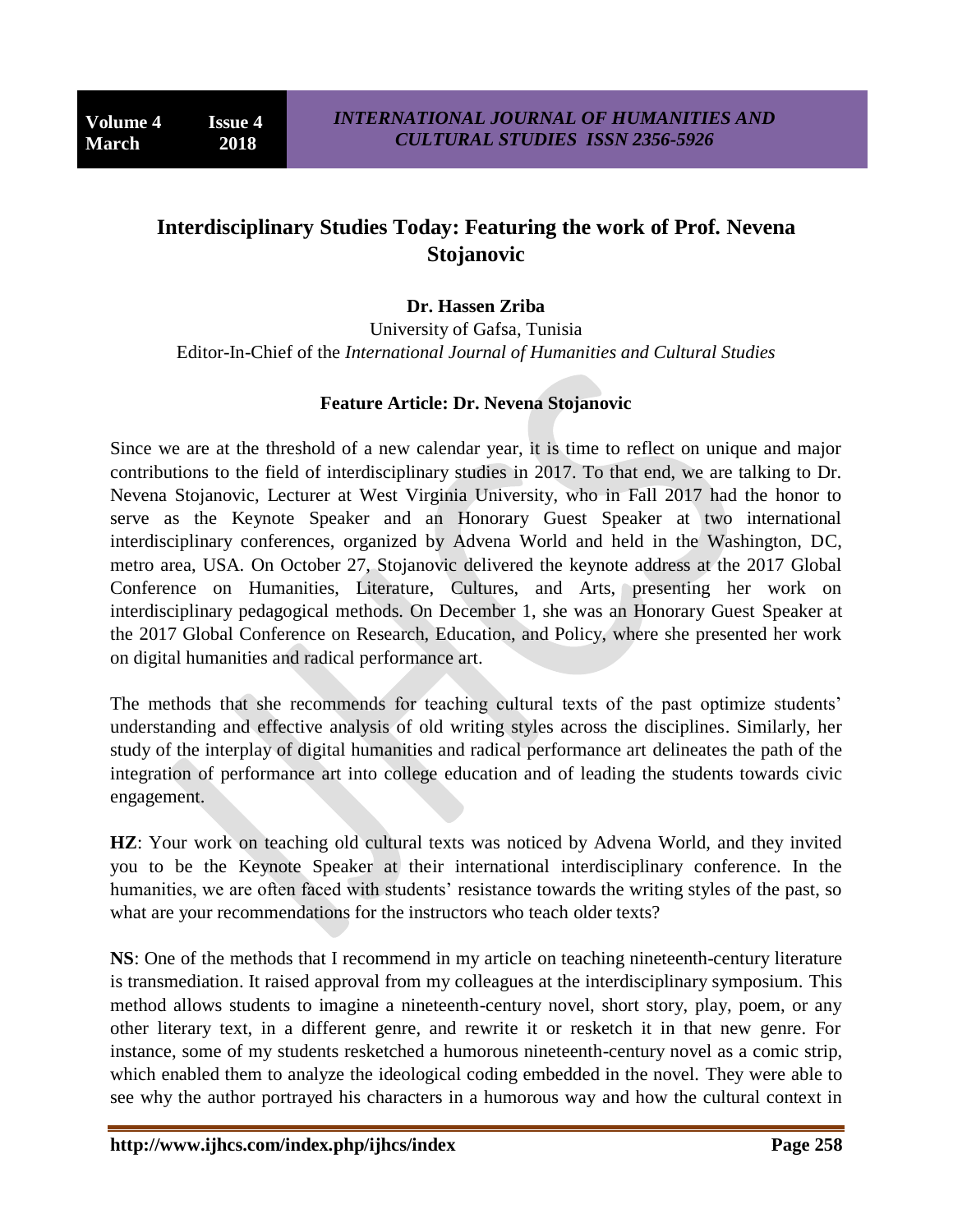# Interdisciplinary Studies Today: Featuring the work of Prof. Nevena Stojanovic

**Dr. Hassen Zriba**

University of Gafsa, Tunisia

Editor-In-Chief of the *International Journal of Humanities and Cultural Studies*

**Feature Article: Dr. Nevena Stojanovic**

Since we are at the threshold of a new calendar year, it is time to reflect on unique and major contributions to the field of interdisciplinary studies in 2017. To that end, we are talking to Dr. Nevena Stojanovic, Lecturer at West Virginia University, who in Fall 2017 had the honor to serve as the Keynote Speaker and an Honorary Guest Speaker at two international interdisciplinary conferences, organized by Advena World and held in the Washington, DC, metro area, USA. On October 27, Stojanovic delivered the keynote address at the 2017 Global Conference on Humanities, Literature, Cultures, and Arts, presenting her work on interdisciplinary pedagogical methods. On December 1, she was an Honorary Guest Speaker at the 2017 Global Conference on Research, Education, and Policy, where she presented her work on digital humanities and radical performance art.

The methods that she recommends for teaching cultural texts of the past optimize students' understanding and effective analysis of old writing styles across the disciplines. Similarly, her study of the interplay of digital humanities and radical performance art delineates the path of the integration of performance art into college education and of leading the students towards civic engagement.

**HZ**: Your work on teaching old cultural texts was noticed by Advena World, and they invited you to be the Keynote Speaker at their international interdisciplinary conference. In the humanities, we are often faced with students' resistance towards the writing styles of the past, so what are your recommendations for the instructors who teach older texts?

**NS**: One of the methods that I recommend in my article on teaching nineteenth-century literature is transmediation. It raised approval from my colleagues at the interdisciplinary symposium. This method allows students to imagine a nineteenth-century novel, short story, play, poem, or any other literary text, in a different genre, and rewrite it or resketch it in that new genre. For instance, some of my students resketched a humorous nineteenth-century novel as a comic strip, which enabled them to analyze the ideological coding embedded in the novel. They were able to see why the author portrayed his characters in a humorous way and how the cultural context in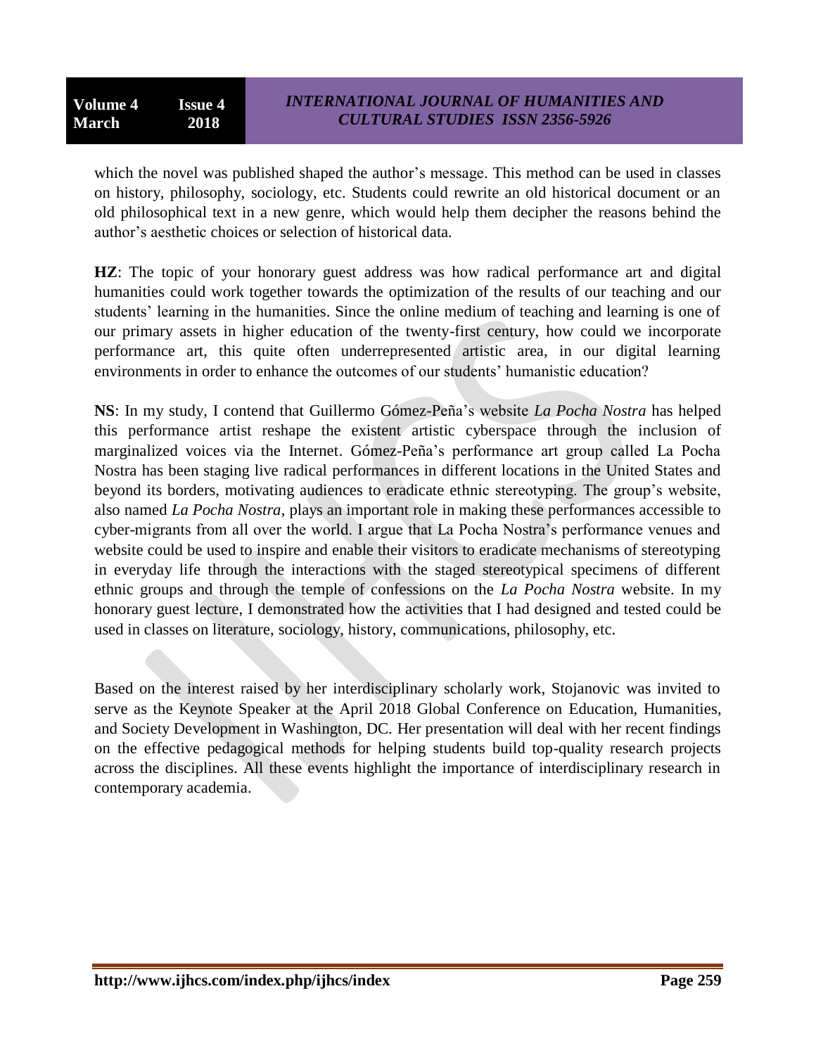which the novel was published shaped the author's message. This method can be used in classes on history, philosophy, sociology, etc. Students could rewrite an old historical document or an old philosophical text in a new genre, which would help them decipher the reasons behind the author's aesthetic choices or selection of historical data.

**HZ**: The topic of your honorary guest address was how radical performance art and digital humanities could work together towards the optimization of the results of our teaching and our students' learning in the humanities. Since the online medium of teaching and learning is one of our primary assets in higher education of the twenty-first century, how could we incorporate performance art, this quite often underrepresented artistic area, in our digital learning environments in order to enhance the outcomes of our students' humanistic education?

**NS**: In my study, I contend that Guillermo Gómez-Peña's website *La Pocha Nostra* has helped this performance artist reshape the existent artistic cyberspace through the inclusion of marginalized voices via the Internet. Gómez-Peña's performance art group called La Pocha Nostra has been staging live radical performances in different locations in the United States and beyond its borders, motivating audiences to eradicate ethnic stereotyping. The group's website, also named *La Pocha Nostra*, plays an important role in making these performances accessible to cyber-migrants from all over the world. I argue that La Pocha Nostra's performance venues and website could be used to inspire and enable their visitors to eradicate mechanisms of stereotyping in everyday life through the interactions with the staged stereotypical specimens of different ethnic groups and through the temple of confessions on the *La Pocha Nostra* website. In my honorary guest lecture, I demonstrated how the activities that I had designed and tested could be used in classes on literature, sociology, history, communications, philosophy, etc.

Based on the interest raised by her interdisciplinary scholarly work, Stojanovic was invited to serve as the Keynote Speaker at the April 2018 Global Conference on Education, Humanities, and Society Development in Washington, DC. Her presentation will deal with her recent findings on the effective pedagogical methods for helping students build top-quality research projects across the disciplines. All these events highlight the importance of interdisciplinary research in contemporary academia.